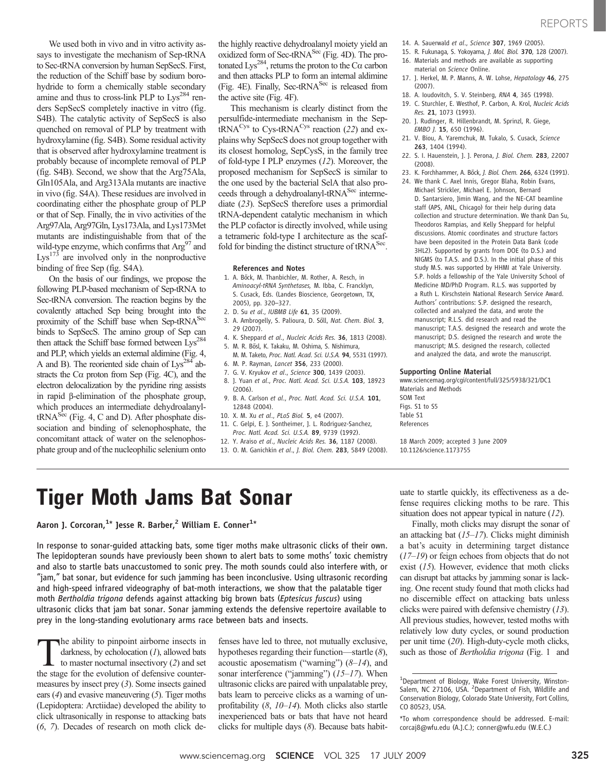We used both in vivo and in vitro activity assays to investigate the mechanism of Sep-tRNA to Sec-tRNA conversion by human SepSecS. First, the reduction of the Schiff base by sodium borohydride to form a chemically stable secondary amine and thus to cross-link PLP to Lys[284] renders SepSecS completely inactive in vitro (fig. S4B). The catalytic activity of SepSecS is also quenched on removal of PLP by treatment with hydroxylamine (fig. S4B). Some residual activity that is observed after hydroxylamine treatment is probably because of incomplete removal of PLP (fig. S4B). Second, we show that the Arg75Ala, Gln105Ala, and Arg313Ala mutants are inactive in vivo (fig. S4A). These residues are involved in coordinating either the phosphate group of PLP or that of Sep. Finally, the in vivo activities of the Arg97Ala, Arg97Gln, Lys173Ala, and Lys173Met mutants are indistinguishable from that of the wild-type enzyme, which confirms that Arg[97] and Lys[173] are involved only in the nonproductive binding of free Sep (fig. S4A).

On the basis of our findings, we propose the following PLP-based mechanism of Sep-tRNA to Sec-tRNA conversion. The reaction begins by the covalently attached Sep being brought into the proximity of the Schiff base when Sep-tRNA$^{Sec}$ binds to SepSecS. The amino group of Sep can then attack the Schiff base formed between Lys[284] and PLP, which yields an external aldimine (Fig. 4, A and B). The reoriented side chain of Lys[284] abstracts the Cα proton from Sep (Fig. 4C), and the electron delocalization by the pyridine ring assists in rapid β-elimination of the phosphate group, which produces an intermediate dehydroalanyl-tRNA$^{Sec}$ (Fig. 4, C and D). After phosphate dissociation and binding of selenophosphate, the concomitant attack of water on the selenophosphate group and of the nucleophilic selenium onto the highly reactive dehydroalanyl moiety yield an oxidized form of Sec-tRNA$^{Sec}$ (Fig. 4D). The protonated Lys[284], returns the proton to the Cα carbon and then attacks PLP to form an internal aldimine (Fig. 4E). Finally, Sec-tRNA$^{Sec}$ is released from the active site (Fig. 4F).

This mechanism is clearly distinct from the persulfide-intermediate mechanism in the Sep-tRNA$^{Cys}$ to Cys-tRNA$^{Cys}$ reaction (*22*) and explains why SepSecS does not group together with its closest homolog, SepCysS, in the family tree of fold-type I PLP enzymes (*12*). Moreover, the proposed mechanism for SepSecS is similar to the one used by the bacterial SelA that also proceeds through a dehydroalanyl-tRNA$^{Sec}$ intermediate (*23*). SepSecS therefore uses a primordial tRNA-dependent catalytic mechanism in which the PLP cofactor is directly involved, while using a tetrameric fold-type I architecture as the scaffold for binding the distinct structure of tRNA$^{Sec}$.

**References and Notes**

1. A. Böck, M. Thanbichler, M. Rother, A. Resch, in *Aminoacyl-tRNA Synthetases*, M. Ibba, C. Francklyn, S. Cusack, Eds. (Landes Bioscience, Georgetown, TX, 2005), pp. 320–327.
2. D. Su *et al.*, *IUBMB Life* **61**, 35 (2009).
3. A. Ambrogelly, S. Palioura, D. Söll, *Nat. Chem. Biol.* **3**, 29 (2007).
4. K. Sheppard *et al.*, *Nucleic Acids Res.* **36**, 1813 (2008).
5. M. R. Bösl, K. Takaku, M. Oshima, S. Nishimura, M. M. Taketo, *Proc. Natl. Acad. Sci. U.S.A.* **94**, 5531 (1997).
6. M. P. Rayman, *Lancet* **356**, 233 (2000).
7. G. V. Kryukov *et al.*, *Science* **300**, 1439 (2003).
8. J. Yuan *et al.*, *Proc. Natl. Acad. Sci. U.S.A.* **103**, 18923 (2006).
9. B. A. Carlson *et al.*, *Proc. Natl. Acad. Sci. U.S.A.* **101**, 12848 (2004).
10. X. M. Xu *et al.*, *PLoS Biol.* **5**, e4 (2007).
11. C. Gelpi, E. J. Sontheimer, J. L. Rodriguez-Sanchez, *Proc. Natl. Acad. Sci. U.S.A.* **89**, 9739 (1992).
12. Y. Araiso *et al.*, *Nucleic Acids Res.* **36**, 1187 (2008).
13. O. M. Ganichkin *et al.*, *J. Biol. Chem.* **283**, 5849 (2008).
14. A. Sauerwald *et al.*, *Science* **307**, 1969 (2005).
15. R. Fukunaga, S. Yokoyama, *J. Mol. Biol.* **370**, 128 (2007).
16. Materials and methods are available as supporting material on *Science* Online.
17. J. Herkel, M. P. Manns, A. W. Lohse, *Hepatology* **46**, 275 (2007).
18. A. Ioudovitch, S. V. Steinberg, *RNA* **4**, 365 (1998).
19. C. Sturchler, E. Westhof, P. Carbon, A. Krol, *Nucleic Acids Res.* **21**, 1073 (1993).
20. J. Rudinger, R. Hillenbrandt, M. Sprinzl, R. Giege, *EMBO J.* **15**, 650 (1996).
21. V. Biou, A. Yaremchuk, M. Tukalo, S. Cusack, *Science* **263**, 1404 (1994).
22. S. I. Hauenstein, J. J. Perona, *J. Biol. Chem.* **283**, 22007 (2008).
23. K. Forchhammer, A. Böck, *J. Biol. Chem.* **266**, 6324 (1991).
24. We thank C. Axel Innis, Gregor Blaha, Robin Evans, Michael Strickler, Michael E. Johnson, Bernard D. Santarsiero, Jimin Wang, and the NE-CAT beamline staff (APS, ANL, Chicago) for their help during data collection and structure determination. We thank Dan Su, Theodoros Rampias, and Kelly Sheppard for helpful discussions. Atomic coordinates and structure factors have been deposited in the Protein Data Bank (code 3HL2). Supported by grants from DOE (to D.S.) and NIGMS (to T.A.S. and D.S.). In the initial phase of this study M.S. was supported by HHMI at Yale University. S.P. holds a fellowship of the Yale University School of Medicine MD/PhD Program. R.L.S. was supported by a Ruth L. Kirschstein National Research Service Award. Authors' contributions: S.P. designed the research, collected and analyzed the data, and wrote the manuscript; R.L.S. did research and read the manuscript; T.A.S. designed the research and wrote the manuscript; D.S. designed the research and wrote the manuscript; M.S. designed the research, collected and analyzed the data, and wrote the manuscript.

**Supporting Online Material**

www.sciencemag.org/cgi/content/full/325/5938/321/DC1
Materials and Methods
SOM Text
Figs. S1 to S5
Table S1
References

18 March 2009; accepted 3 June 2009
10.1126/science.1173755

# Tiger Moth Jams Bat Sonar

**Aaron J. Corcoran,[1]\* Jesse R. Barber,[2] William E. Conner[1]\***

**In response to sonar-guided attacking bats, some tiger moths make ultrasonic clicks of their own. The lepidopteran sounds have previously been shown to alert bats to some moths' toxic chemistry and also to startle bats unaccustomed to sonic prey. The moth sounds could also interfere with, or "jam," bat sonar, but evidence for such jamming has been inconclusive. Using ultrasonic recording and high-speed infrared videography of bat-moth interactions, we show that the palatable tiger moth *Bertholdia trigona* defends against attacking big brown bats (*Eptesicus fuscus*) using ultrasonic clicks that jam bat sonar. Sonar jamming extends the defensive repertoire available to prey in the long-standing evolutionary arms race between bats and insects.**

The ability to pinpoint airborne insects in darkness, by echolocation (*1*), allowed bats to master nocturnal insectivory (*2*) and set the stage for the evolution of defensive countermeasures by insect prey (*3*). Some insects gained ears (*4*) and evasive maneuvering (*5*). Tiger moths (Lepidoptera: Arctiidae) developed the ability to click ultrasonically in response to attacking bats (*6*, *7*). Decades of research on moth click defenses have led to three, not mutually exclusive, hypotheses regarding their function—startle (*8*), acoustic aposematism ("warning") (*8*–*14*), and sonar interference ("jamming") (*15*–*17*). When ultrasonic clicks are paired with unpalatable prey, bats learn to perceive clicks as a warning of unprofitability (*8*, *10*–*14*). Moth clicks also startle inexperienced bats or bats that have not heard clicks for multiple days (*8*). Because bats habituate to startle quickly, its effectiveness as a defense requires clicking moths to be rare. This situation does not appear typical in nature (*12*).

Finally, moth clicks may disrupt the sonar of an attacking bat (*15*–*17*). Clicks might diminish a bat's acuity in determining target distance (*17*–*19*) or feign echoes from objects that do not exist (*15*). However, evidence that moth clicks can disrupt bat attacks by jamming sonar is lacking. One recent study found that moth clicks had no discernible effect on attacking bats unless clicks were paired with defensive chemistry (*13*). All previous studies, however, tested moths with relatively low duty cycles, or sound production per unit time (*20*). High-duty-cycle moth clicks, such as those of *Bertholdia trigona* (Fig. 1 and

[1]Department of Biology, Wake Forest University, Winston-Salem, NC 27106, USA. [2]Department of Fish, Wildlife and Conservation Biology, Colorado State University, Fort Collins, CO 80523, USA.

\*To whom correspondence should be addressed. E-mail: corcaj8@wfu.edu (A.J.C.); conner@wfu.edu (W.E.C.)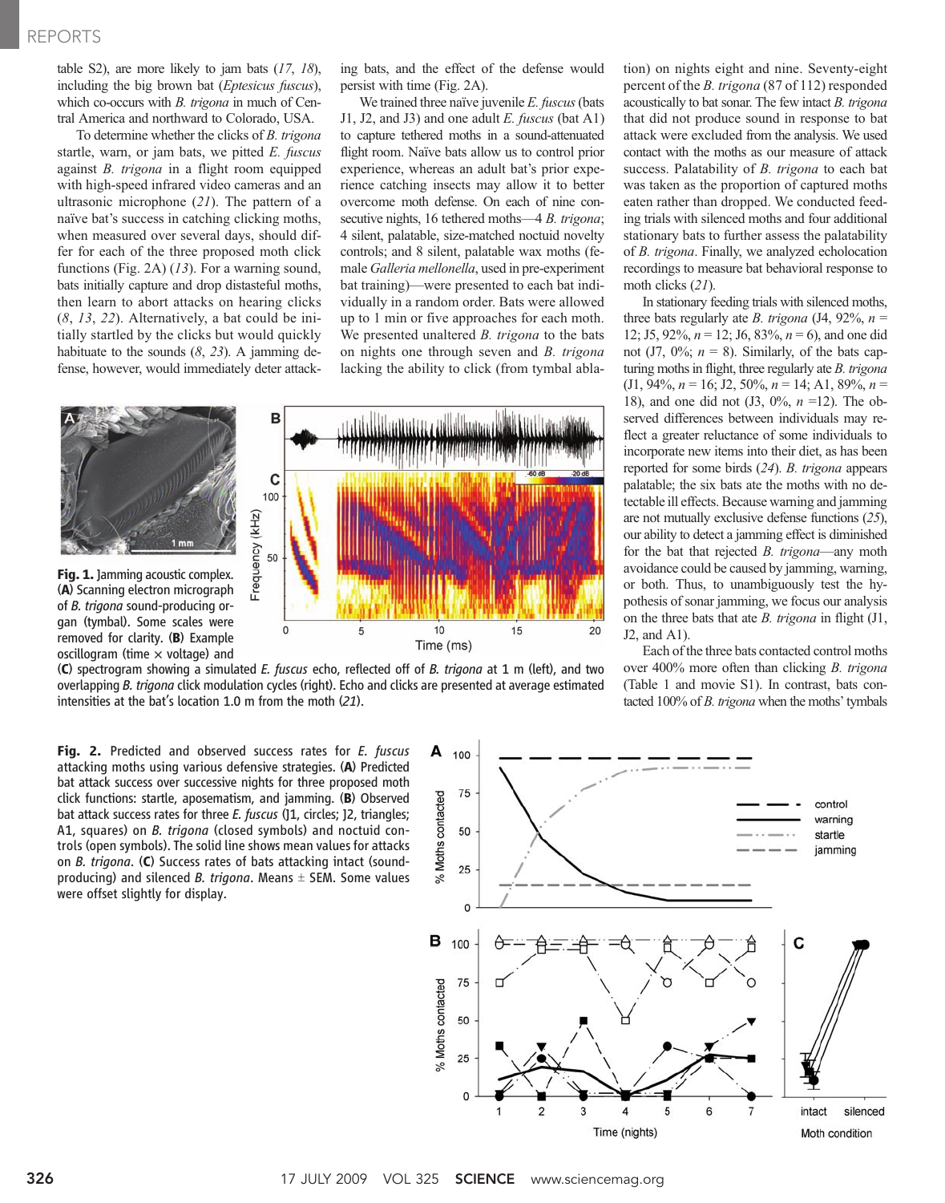table S2), are more likely to jam bats (*17*, *18*), including the big brown bat (*Eptesicus fuscus*), which co-occurs with *B. trigona* in much of Central America and northward to Colorado, USA.

To determine whether the clicks of *B. trigona* startle, warn, or jam bats, we pitted *E. fuscus* against *B. trigona* in a flight room equipped with high-speed infrared video cameras and an ultrasonic microphone (*21*). The pattern of a naïve bat's success in catching clicking moths, when measured over several days, should differ for each of the three proposed moth click functions (Fig. 2A) (*13*). For a warning sound, bats initially capture and drop distasteful moths, then learn to abort attacks on hearing clicks (*8*, *13*, *22*). Alternatively, a bat could be initially startled by the clicks but would quickly habituate to the sounds (*8*, *23*). A jamming defense, however, would immediately deter attacking bats, and the effect of the defense would persist with time (Fig. 2A).

We trained three naïve juvenile *E. fuscus* (bats J1, J2, and J3) and one adult *E. fuscus* (bat A1) to capture tethered moths in a sound-attenuated flight room. Naïve bats allow us to control prior experience, whereas an adult bat's prior experience catching insects may allow it to better overcome moth defense. On each of nine consecutive nights, 16 tethered moths—4 *B. trigona*; 4 silent, palatable, size-matched noctuid novelty controls; and 8 silent, palatable wax moths (female *Galleria mellonella*, used in pre-experiment bat training)—were presented to each bat individually in a random order. Bats were allowed up to 1 min or five approaches for each moth. We presented unaltered *B. trigona* to the bats on nights one through seven and *B. trigona* lacking the ability to click (from tymbal ablation) on nights eight and nine. Seventy-eight percent of the *B. trigona* (87 of 112) responded acoustically to bat sonar. The few intact *B. trigona* that did not produce sound in response to bat attack were excluded from the analysis. We used contact with the moths as our measure of attack success. Palatability of *B. trigona* to each bat was taken as the proportion of captured moths eaten rather than dropped. We conducted feeding trials with silenced moths and four additional stationary bats to further assess the palatability of *B. trigona*. Finally, we analyzed echolocation recordings to measure bat behavioral response to moth clicks (*21*).

In stationary feeding trials with silenced moths, three bats regularly ate *B. trigona* (J4, 92%, $n$ = 12; J5, 92%, $n$ = 12; J6, 83%, $n$ = 6), and one did not (J7, 0%; $n$ = 8). Similarly, of the bats capturing moths in flight, three regularly ate *B. trigona* (J1, 94%, $n$ = 16; J2, 50%, $n$ = 14; A1, 89%, $n$ = 18), and one did not (J3, 0%, $n$ =12). The observed differences between individuals may reflect a greater reluctance of some individuals to incorporate new items into their diet, as has been reported for some birds (*24*). *B. trigona* appears palatable; the six bats ate the moths with no detectable ill effects. Because warning and jamming are not mutually exclusive defense functions (*25*), our ability to detect a jamming effect is diminished for the bat that rejected *B. trigona*—any moth avoidance could be caused by jamming, warning, or both. Thus, to unambiguously test the hypothesis of sonar jamming, we focus our analysis on the three bats that ate *B. trigona* in flight (J1, J2, and A1).

Each of the three bats contacted control moths over 400% more often than clicking *B. trigona* (Table 1 and movie S1). In contrast, bats contacted 100% of *B. trigona* when the moths' tymbals

**Fig. 1.** Jamming acoustic complex. (**A**) Scanning electron micrograph of *B. trigona* sound-producing organ (tymbal). Some scales were removed for clarity. (**B**) Example oscillogram (time × voltage) and (**C**) spectrogram showing a simulated *E. fuscus* echo, reflected off of *B. trigona* at 1 m (left), and two overlapping *B. trigona* click modulation cycles (right). Echo and clicks are presented at average estimated intensities at the bat's location 1.0 m from the moth (*21*).

**Fig. 2.** Predicted and observed success rates for *E. fuscus* attacking moths using various defensive strategies. (**A**) Predicted bat attack success over successive nights for three proposed moth click functions: startle, aposematism, and jamming. (**B**) Observed bat attack success rates for three *E. fuscus* (J1, circles; J2, triangles; A1, squares) on *B. trigona* (closed symbols) and noctuid controls (open symbols). The solid line shows mean values for attacks on *B. trigona*. (**C**) Success rates of bats attacking intact (sound-producing) and silenced *B. trigona*. Means ± SEM. Some values were offset slightly for display.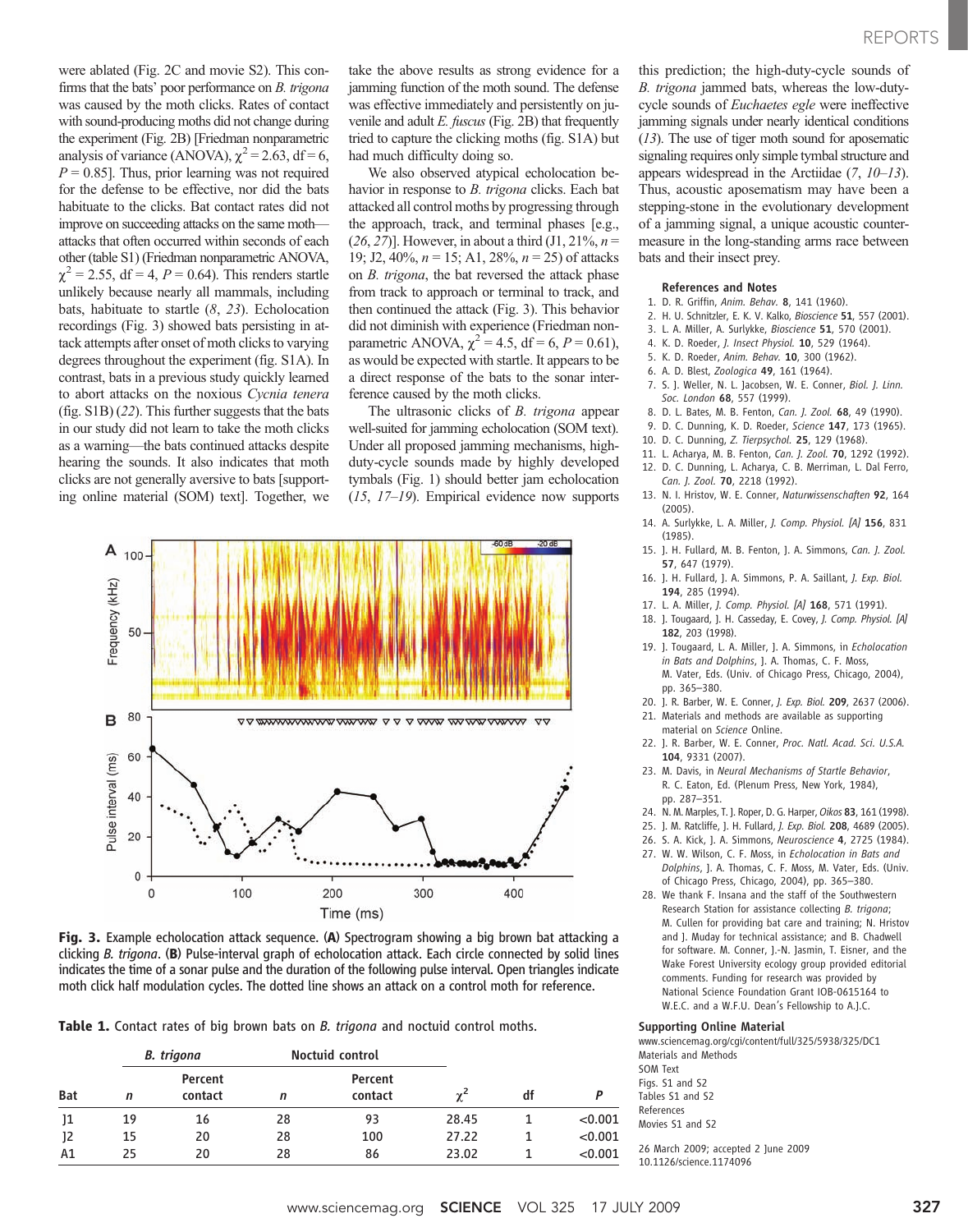were ablated (Fig. 2C and movie S2). This confirms that the bats' poor performance on *B. trigona* was caused by the moth clicks. Rates of contact with sound-producing moths did not change during the experiment (Fig. 2B) [Friedman nonparametric analysis of variance (ANOVA), $\chi^2 = 2.63$, df = 6, $P = 0.85$]. Thus, prior learning was not required for the defense to be effective, nor did the bats habituate to the clicks. Bat contact rates did not improve on succeeding attacks on the same moth—attacks that often occurred within seconds of each other (table S1) (Friedman nonparametric ANOVA, $\chi^2 = 2.55$, df = 4, $P = 0.64$). This renders startle unlikely because nearly all mammals, including bats, habituate to startle (*8*, *23*). Echolocation recordings (Fig. 3) showed bats persisting in attack attempts after onset of moth clicks to varying degrees throughout the experiment (fig. S1A). In contrast, bats in a previous study quickly learned to abort attacks on the noxious *Cycnia tenera* (fig. S1B) (*22*). This further suggests that the bats in our study did not learn to take the moth clicks as a warning—the bats continued attacks despite hearing the sounds. It also indicates that moth clicks are not generally aversive to bats [supporting online material (SOM) text]. Together, we take the above results as strong evidence for a jamming function of the moth sound. The defense was effective immediately and persistently on juvenile and adult *E. fuscus* (Fig. 2B) that frequently tried to capture the clicking moths (fig. S1A) but had much difficulty doing so.

We also observed atypical echolocation behavior in response to *B. trigona* clicks. Each bat attacked all control moths by progressing through the approach, track, and terminal phases [e.g., (*26*, *27*)]. However, in about a third (J1, 21%, $n$ = 19; J2, 40%, $n$ = 15; A1, 28%, $n$ = 25) of attacks on *B. trigona*, the bat reversed the attack phase from track to approach or terminal to track, and then continued the attack (Fig. 3). This behavior did not diminish with experience (Friedman nonparametric ANOVA, $\chi^2 = 4.5$, df = 6, $P = 0.61$), as would be expected with startle. It appears to be a direct response of the bats to the sonar interference caused by the moth clicks.

The ultrasonic clicks of *B. trigona* appear well-suited for jamming echolocation (SOM text). Under all proposed jamming mechanisms, high-duty-cycle sounds made by highly developed tymbals (Fig. 1) should better jam echolocation (*15*, *17*–*19*). Empirical evidence now supports this prediction; the high-duty-cycle sounds of *B. trigona* jammed bats, whereas the low-duty-cycle sounds of *Euchaetes egle* were ineffective jamming signals under nearly identical conditions (*13*). The use of tiger moth sound for aposematic signaling requires only simple tymbal structure and appears widespread in the Arctiidae (*7*, *10*–*13*). Thus, acoustic aposematism may have been a stepping-stone in the evolutionary development of a jamming signal, a unique acoustic countermeasure in the long-standing arms race between bats and their insect prey.

A
Frequency (kHz)
100
50
-60 dB
-20 dB

B
Pulse interval (ms)
80
60
40
20
0
0
100
200
300
400
Time (ms)

**Fig. 3.** Example echolocation attack sequence. (**A**) Spectrogram showing a big brown bat attacking a clicking *B. trigona*. (**B**) Pulse-interval graph of echolocation attack. Each circle connected by solid lines indicates the time of a sonar pulse and the duration of the following pulse interval. Open triangles indicate moth click half modulation cycles. The dotted line shows an attack on a control moth for reference.

**Table 1.** Contact rates of big brown bats on *B. trigona* and noctuid control moths.

| | *B. trigona* | | Noctuid control | | | | |
|---|---|---|---|---|---|---|---|
| Bat | $n$ | Percent contact | $n$ | Percent contact | $\chi^2$ | df | $P$ |
| J1 | 19 | 16 | 28 | 93 | 28.45 | 1 | <0.001 |
| J2 | 15 | 20 | 28 | 100 | 27.22 | 1 | <0.001 |
| A1 | 25 | 20 | 28 | 86 | 23.02 | 1 | <0.001 |

### References and Notes

1. D. R. Griffin, *Anim. Behav.* **8**, 141 (1960).
2. H. U. Schnitzler, E. K. V. Kalko, *Bioscience* **51**, 557 (2001).
3. L. A. Miller, A. Surlykke, *Bioscience* **51**, 570 (2001).
4. K. D. Roeder, *J. Insect Physiol.* **10**, 529 (1964).
5. K. D. Roeder, *Anim. Behav.* **10**, 300 (1962).
6. A. D. Blest, *Zoologica* **49**, 161 (1964).
7. S. J. Weller, N. L. Jacobsen, W. E. Conner, *Biol. J. Linn. Soc. London* **68**, 557 (1999).
8. D. L. Bates, M. B. Fenton, *Can. J. Zool.* **68**, 49 (1990).
9. D. C. Dunning, K. D. Roeder, *Science* **147**, 173 (1965).
10. D. C. Dunning, *Z. Tierpsychol.* **25**, 129 (1968).
11. L. Acharya, M. B. Fenton, *Can. J. Zool.* **70**, 1292 (1992).
12. D. C. Dunning, L. Acharya, C. B. Merriman, L. Dal Ferro, *Can. J. Zool.* **70**, 2218 (1992).
13. N. I. Hristov, W. E. Conner, *Naturwissenschaften* **92**, 164 (2005).
14. A. Surlykke, L. A. Miller, *J. Comp. Physiol. [A]* **156**, 831 (1985).
15. J. H. Fullard, M. B. Fenton, J. A. Simmons, *Can. J. Zool.* **57**, 647 (1979).
16. J. H. Fullard, J. A. Simmons, P. A. Saillant, *J. Exp. Biol.* **194**, 285 (1994).
17. L. A. Miller, *J. Comp. Physiol. [A]* **168**, 571 (1991).
18. J. Tougaard, J. H. Casseday, E. Covey, *J. Comp. Physiol. [A]* **182**, 203 (1998).
19. J. Tougaard, L. A. Miller, J. A. Simmons, in *Echolocation in Bats and Dolphins*, J. A. Thomas, C. F. Moss, M. Vater, Eds. (Univ. of Chicago Press, Chicago, 2004), pp. 365–380.
20. J. R. Barber, W. E. Conner, *J. Exp. Biol.* **209**, 2637 (2006).
21. Materials and methods are available as supporting material on *Science* Online.
22. J. R. Barber, W. E. Conner, *Proc. Natl. Acad. Sci. U.S.A.* **104**, 9331 (2007).
23. M. Davis, in *Neural Mechanisms of Startle Behavior*, R. C. Eaton, Ed. (Plenum Press, New York, 1984), pp. 287–351.
24. N. M. Marples, T. J. Roper, D. G. Harper, *Oikos* **83**, 161 (1998).
25. J. M. Ratcliffe, J. H. Fullard, *J. Exp. Biol.* **208**, 4689 (2005).
26. S. A. Kick, J. A. Simmons, *Neuroscience* **4**, 2725 (1984).
27. W. W. Wilson, C. F. Moss, in *Echolocation in Bats and Dolphins*, J. A. Thomas, C. F. Moss, M. Vater, Eds. (Univ. of Chicago Press, Chicago, 2004), pp. 365–380.
28. We thank F. Insana and the staff of the Southwestern Research Station for assistance collecting *B. trigona*; M. Cullen for providing bat care and training; N. Hristov and J. Muday for technical assistance; and B. Chadwell for software. M. Conner, J.-N. Jasmin, T. Eisner, and the Wake Forest University ecology group provided editorial comments. Funding for research was provided by National Science Foundation Grant IOB-0615164 to W.E.C. and a W.F.U. Dean's Fellowship to A.J.C.

### Supporting Online Material

www.sciencemag.org/cgi/content/full/325/5938/325/DC1
Materials and Methods
SOM Text
Figs. S1 and S2
Tables S1 and S2
References
Movies S1 and S2

26 March 2009; accepted 2 June 2009
10.1126/science.1174096